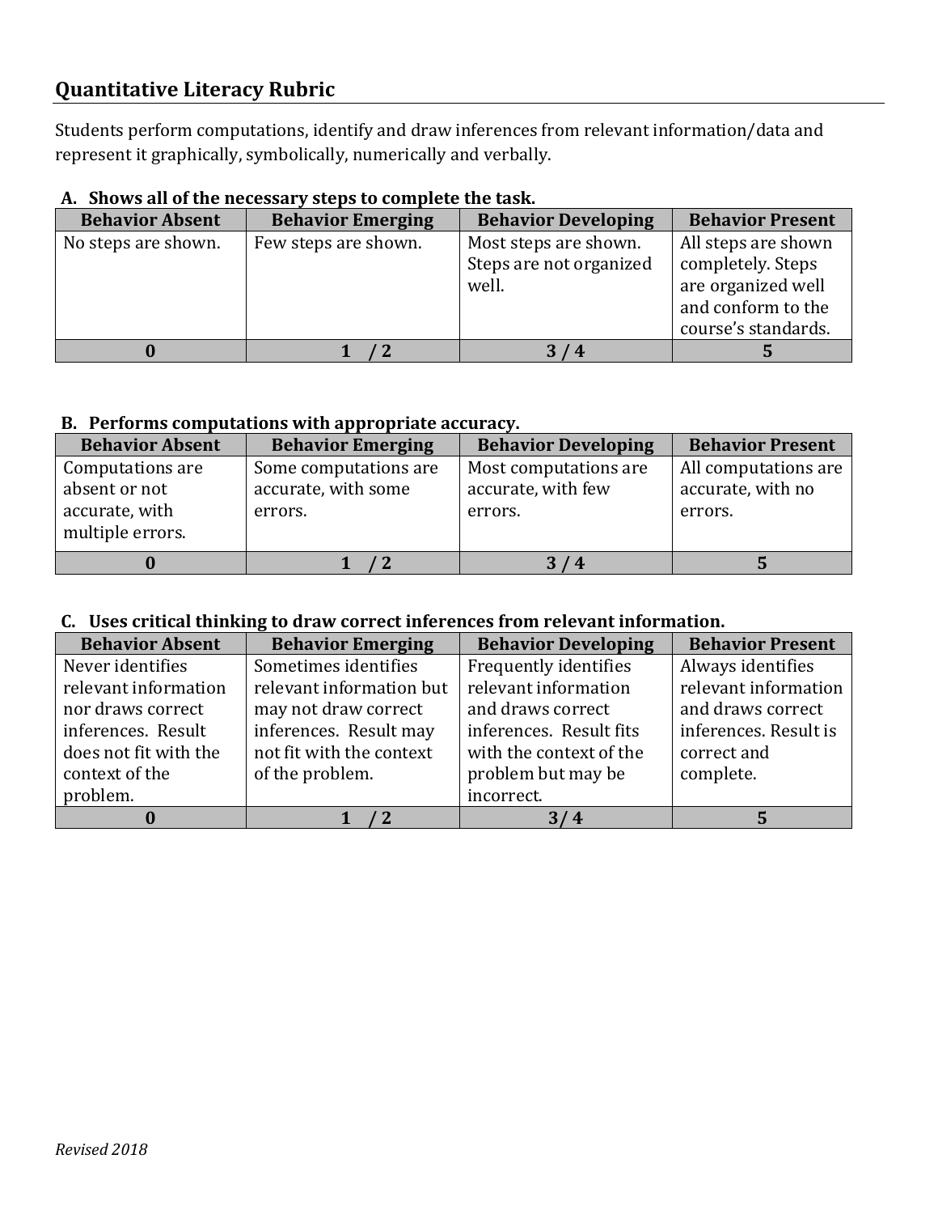## Quantitative Literacy Rubric

Students perform computations, identify and draw inferences from relevant information/data and represent it graphically, symbolically, numerically and verbally.

### A. Shows all of the necessary steps to complete the task.

| Behavior Absent | Behavior Emerging | Behavior Developing | Behavior Present |
|---|---|---|---|
| No steps are shown. | Few steps are shown. | Most steps are shown. Steps are not organized well. | All steps are shown completely. Steps are organized well and conform to the course's standards. |
| **0** | **1 / 2** | **3 / 4** | **5** |

### B. Performs computations with appropriate accuracy.

| Behavior Absent | Behavior Emerging | Behavior Developing | Behavior Present |
|---|---|---|---|
| Computations are absent or not accurate, with multiple errors. | Some computations are accurate, with some errors. | Most computations are accurate, with few errors. | All computations are accurate, with no errors. |
| **0** | **1 / 2** | **3 / 4** | **5** |

### C. Uses critical thinking to draw correct inferences from relevant information.

| Behavior Absent | Behavior Emerging | Behavior Developing | Behavior Present |
|---|---|---|---|
| Never identifies relevant information nor draws correct inferences. Result does not fit with the context of the problem. | Sometimes identifies relevant information but may not draw correct inferences. Result may not fit with the context of the problem. | Frequently identifies relevant information and draws correct inferences. Result fits with the context of the problem but may be incorrect. | Always identifies relevant information and draws correct inferences. Result is correct and complete. |
| **0** | **1 / 2** | **3/ 4** | **5** |

*Revised 2018*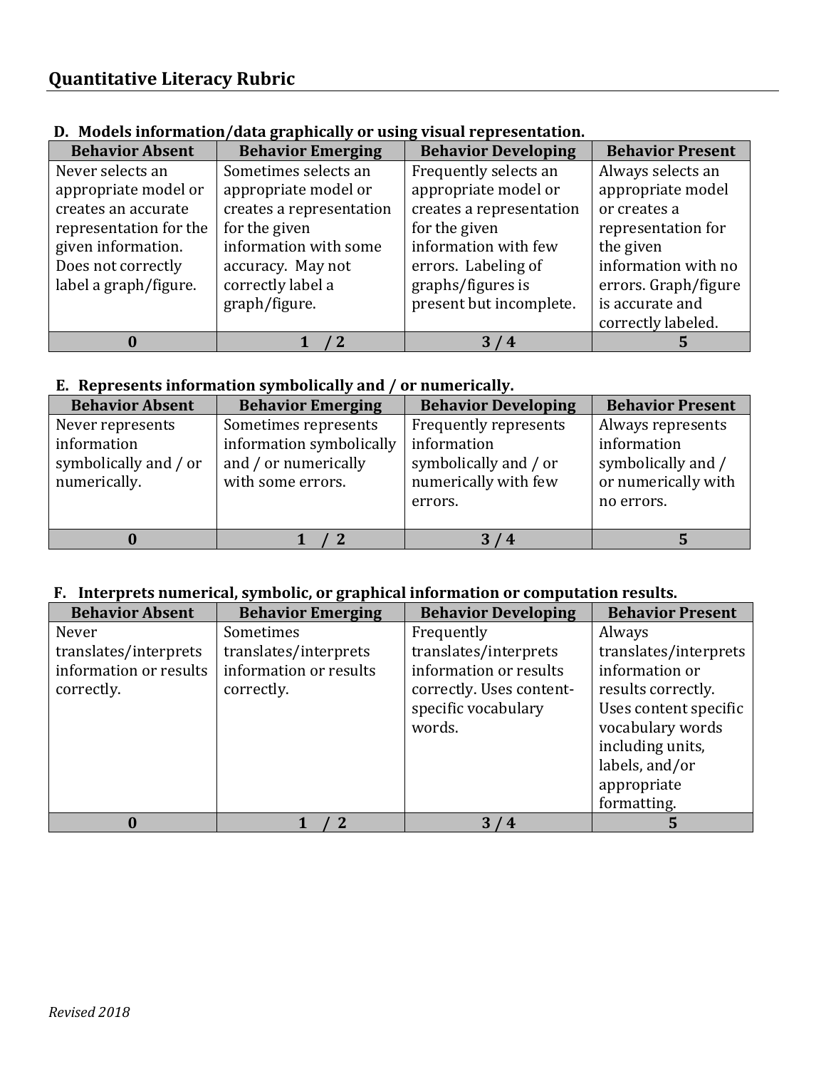## Quantitative Literacy Rubric

**D. Models information/data graphically or using visual representation.**

| Behavior Absent | Behavior Emerging | Behavior Developing | Behavior Present |
|---|---|---|---|
| Never selects an appropriate model or creates an accurate representation for the given information. Does not correctly label a graph/figure. | Sometimes selects an appropriate model or creates a representation for the given information with some accuracy. May not correctly label a graph/figure. | Frequently selects an appropriate model or creates a representation for the given information with few errors. Labeling of graphs/figures is present but incomplete. | Always selects an appropriate model or creates a representation for the given information with no errors. Graph/figure is accurate and correctly labeled. |
| **0** | **1 / 2** | **3 / 4** | **5** |

**E. Represents information symbolically and / or numerically.**

| Behavior Absent | Behavior Emerging | Behavior Developing | Behavior Present |
|---|---|---|---|
| Never represents information symbolically and / or numerically. | Sometimes represents information symbolically and / or numerically with some errors. | Frequently represents information symbolically and / or numerically with few errors. | Always represents information symbolically and / or numerically with no errors. |
| **0** | **1 / 2** | **3 / 4** | **5** |

**F. Interprets numerical, symbolic, or graphical information or computation results.**

| Behavior Absent | Behavior Emerging | Behavior Developing | Behavior Present |
|---|---|---|---|
| Never translates/interprets information or results correctly. | Sometimes translates/interprets information or results correctly. | Frequently translates/interprets information or results correctly. Uses content-specific vocabulary words. | Always translates/interprets information or results correctly. Uses content specific vocabulary words including units, labels, and/or appropriate formatting. |
| **0** | **1 / 2** | **3 / 4** | **5** |

*Revised 2018*